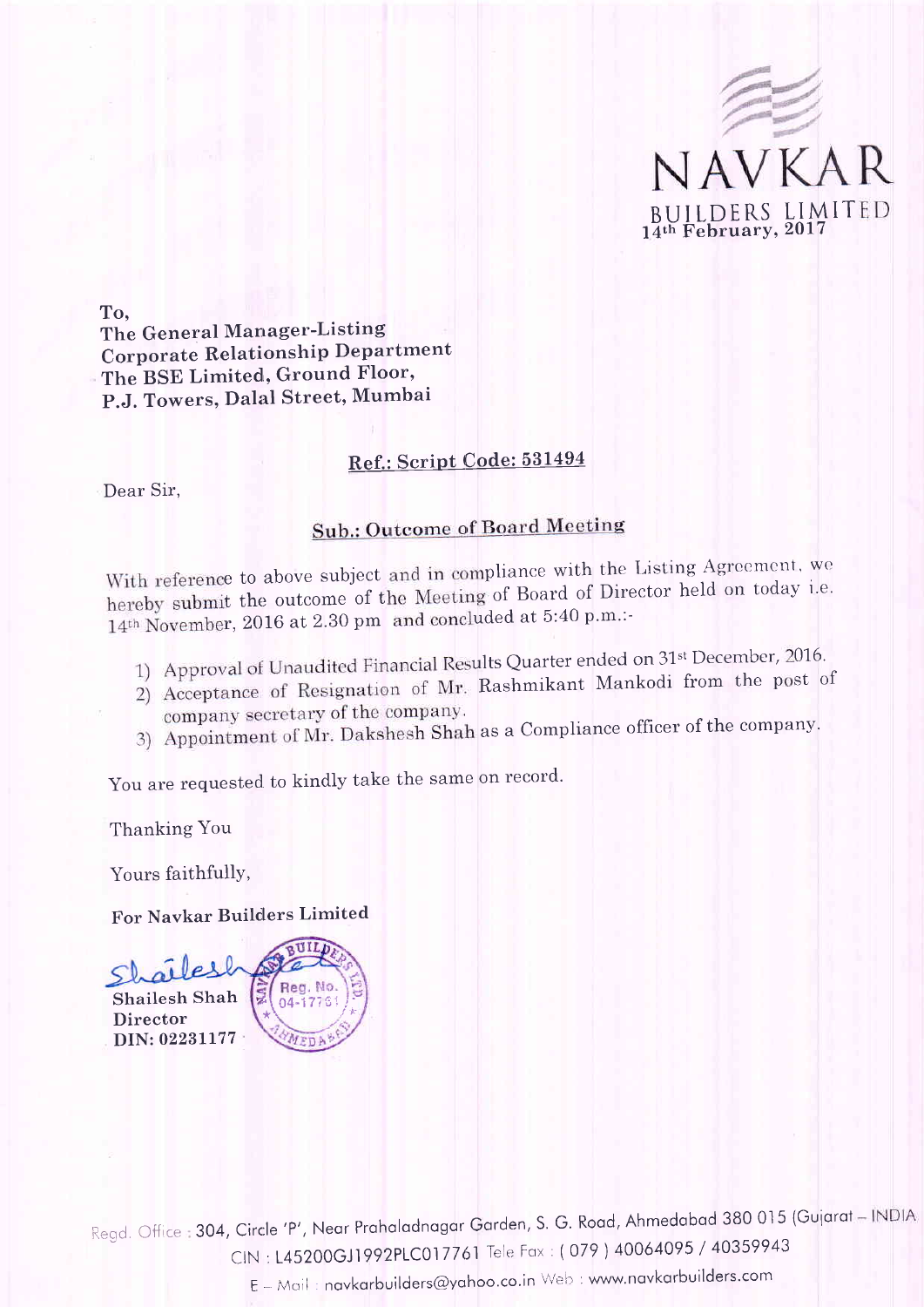NAVKAR
BUILDERS LIMITED

14th February, 2017

To,
The General Manager-Listing
Corporate Relationship Department
The BSE Limited, Ground Floor,
P.J. Towers, Dalal Street, Mumbai

**Ref.: Script Code: 531494**

Dear Sir,

**Sub.: Outcome of Board Meeting**

With reference to above subject and in compliance with the Listing Agreement, we hereby submit the outcome of the Meeting of Board of Director held on today i.e. 14th November, 2016 at 2.30 pm and concluded at 5:40 p.m.:-

1) Approval of Unaudited Financial Results Quarter ended on 31st December, 2016.
2) Acceptance of Resignation of Mr. Rashmikant Mankodi from the post of company secretary of the company.
3) Appointment of Mr. Dakshesh Shah as a Compliance officer of the company.

You are requested to kindly take the same on record.

Thanking You

Yours faithfully,

**For Navkar Builders Limited**

Shailesh Shah
Director
DIN: 02231177

Regd. Office : 304, Circle 'P', Near Prahaladnagar Garden, S. G. Road, Ahmedabad 380 015 (Gujarat – INDIA
CIN : L45200GJ1992PLC017761 Tele Fax : ( 079 ) 40064095 / 40359943
E – Mail : navkarbuilders@yahoo.co.in Web : www.navkarbuilders.com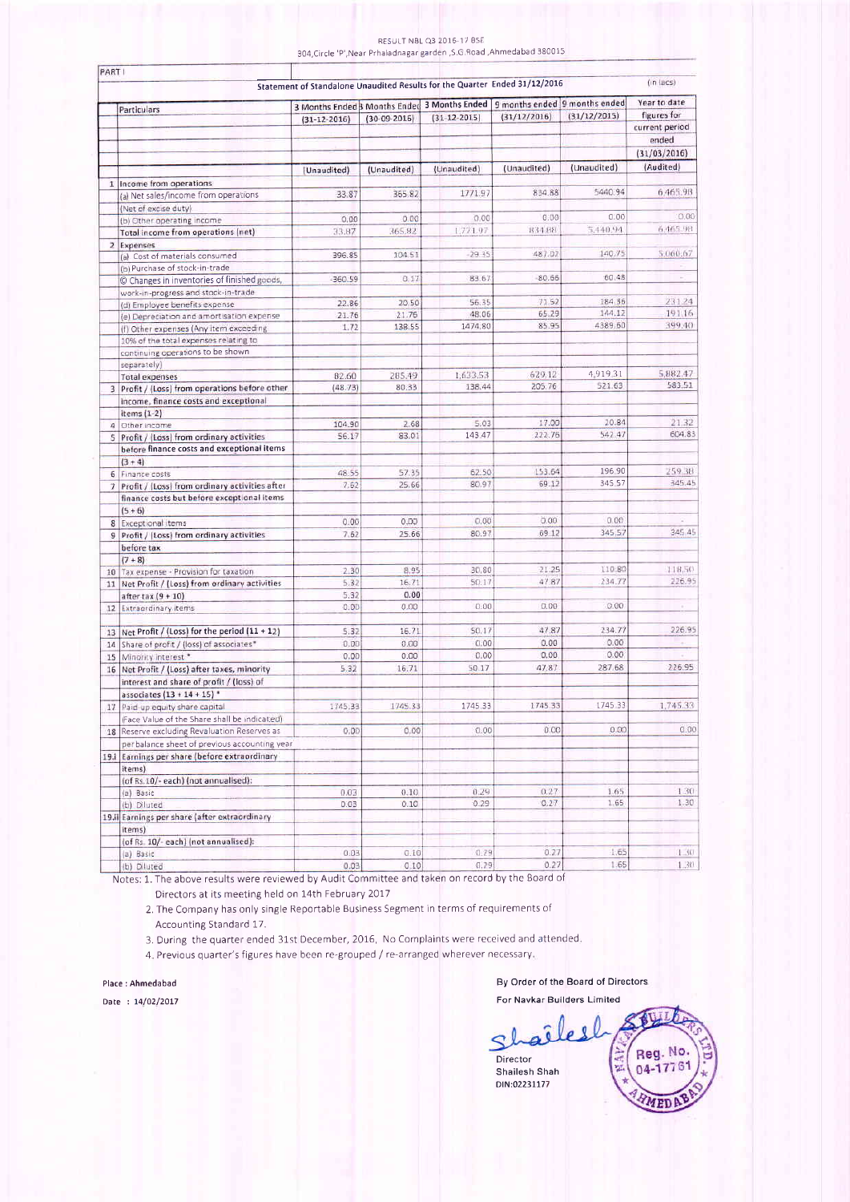RESULT NBL Q3 2016-17 BSE

304,Circle 'P',Near Prhaladnagar garden ,S.G.Road ,Ahmedabad 380015

PART I

**Statement of Standalone Unaudited Results for the Quarter Ended 31/12/2016** (in lacs)

| | Particulars | 3 Months Ended (31-12-2016) | 3 Months Ended (30-09-2016) | 3 Months Ended (31-12-2015) | 9 months ended (31/12/2016) | 9 months ended (31/12/2015) | Year to date figures for current period ended (31/03/2016) |
|---|---|---|---|---|---|---|---|
| | | (Unaudited) | (Unaudited) | (Unaudited) | (Unaudited) | (Unaudited) | (Audited) |
| 1 | Income from operations | | | | | | |
| | (a) Net sales/income from operations (Net of excise duty) | 33.87 | 365.82 | 1771.97 | 834.88 | 5440.94 | 6,465.98 |
| | (b) Other operating income | 0.00 | 0.00 | 0.00 | 0.00 | 0.00 | 0.00 |
| | Total income from operations (net) | 33.87 | 365.82 | 1,771.97 | 834.88 | 5,440.94 | 6,465.98 |
| 2 | Expenses | | | | | | |
| | (a) Cost of materials consumed | 396.85 | 104.51 | -29.35 | 487.02 | 140.75 | 5,060.67 |
| | (b) Purchase of stock-in-trade | | | | | | |
| | © Changes in inventories of finished goods, work-in-progress and stock-in-trade | -360.59 | 0.17 | 83.67 | -80.66 | 60.48 | - |
| | (d) Employee benefits expense | 22.86 | 20.50 | 56.35 | 71.52 | 184.36 | 231.24 |
| | (e) Depreciation and amortisation expense | 21.76 | 21.76 | 48.06 | 65.29 | 144.12 | 191.16 |
| | (f) Other expenses (Any item exceeding 10% of the total expenses relating to continuing operations to be shown separately) | 1.72 | 138.55 | 1474.80 | 85.95 | 4389.60 | 399.40 |
| | Total expenses | 82.60 | 285.49 | 1,633.53 | 629.12 | 4,919.31 | 5,882.47 |
| 3 | Profit / (Loss) from operations before other income, finance costs and exceptional items (1-2) | (48.73) | 80.33 | 138.44 | 205.76 | 521.63 | 583.51 |
| 4 | Other income | 104.90 | 2.68 | 5.03 | 17.00 | 20.84 | 21.32 |
| 5 | Profit / (Loss) from ordinary activities before finance costs and exceptional items (3 + 4) | 56.17 | 83.01 | 143.47 | 222.76 | 542.47 | 604.83 |
| 6 | Finance costs | 48.55 | 57.35 | 62.50 | 153.64 | 196.90 | 259.38 |
| 7 | Profit / (Loss) from ordinary activities after finance costs but before exceptional items (5 + 6) | 7.62 | 25.66 | 80.97 | 69.12 | 345.57 | 345.45 |
| 8 | Exceptional items | 0.00 | 0.00 | 0.00 | 0.00 | 0.00 | - |
| 9 | Profit / (Loss) from ordinary activities before tax (7 + 8) | 7.62 | 25.66 | 80.97 | 69.12 | 345.57 | 345.45 |
| 10 | Tax expense - Provision for taxation | 2.30 | 8.95 | 30.80 | 21.25 | 110.80 | 118.50 |
| 11 | Net Profit / (Loss) from ordinary activities after tax (9 + 10) | 5.32 | 16.71 | 50.17 | 47.87 | 234.77 | 226.95 |
| | | 5.32 | 0.00 | | | | |
| 12 | Extraordinary items | 0.00 | 0.00 | 0.00 | 0.00 | 0.00 | - |
| 13 | Net Profit / (Loss) for the period (11 + 12) | 5.32 | 16.71 | 50.17 | 47.87 | 234.77 | 226.95 |
| 14 | Share of profit / (loss) of associates* | 0.00 | 0.00 | 0.00 | 0.00 | 0.00 | - |
| 15 | Minority interest * | 0.00 | 0.00 | 0.00 | 0.00 | 0.00 | - |
| 16 | Net Profit / (Loss) after taxes, minority interest and share of profit / (loss) of associates (13 + 14 + 15) * | 5.32 | 16.71 | 50.17 | 47.87 | 287.68 | 226.95 |
| 17 | Paid-up equity share capital (Face Value of the Share shall be indicated) | 1745.33 | 1745.33 | 1745.33 | 1745.33 | 1745.33 | 1,745.33 |
| 18 | Reserve excluding Revaluation Reserves as per balance sheet of previous accounting year | 0.00 | 0.00 | 0.00 | 0.00 | 0.00 | 0.00 |
| 19.i | Earnings per share (before extraordinary items) (of Rs.10/- each) (not annualised): | | | | | | |
| | (a) Basic | 0.03 | 0.10 | 0.29 | 0.27 | 1.65 | 1.30 |
| | (b) Diluted | 0.03 | 0.10 | 0.29 | 0.27 | 1.65 | 1.30 |
| 19.ii | Earnings per share (after extraordinary items) (of Rs. 10/- each) (not annualised): | | | | | | |
| | (a) Basic | 0.03 | 0.10 | 0.29 | 0.27 | 1.65 | 1.30 |
| | (b) Diluted | 0.03 | 0.10 | 0.29 | 0.27 | 1.65 | 1.30 |

Notes:
1. The above results were reviewed by Audit Committee and taken on record by the Board of Directors at its meeting held on 14th February 2017
2. The Company has only single Reportable Business Segment in terms of requirements of Accounting Standard 17.
3. During the quarter ended 31st December, 2016, No Complaints were received and attended.
4. Previous quarter's figures have been re-grouped / re-arranged wherever necessary.

Place : Ahmedabad

Date : 14/02/2017

By Order of the Board of Directors

For Navkar Builders Limited

Director

Shailesh Shah

DIN:02231177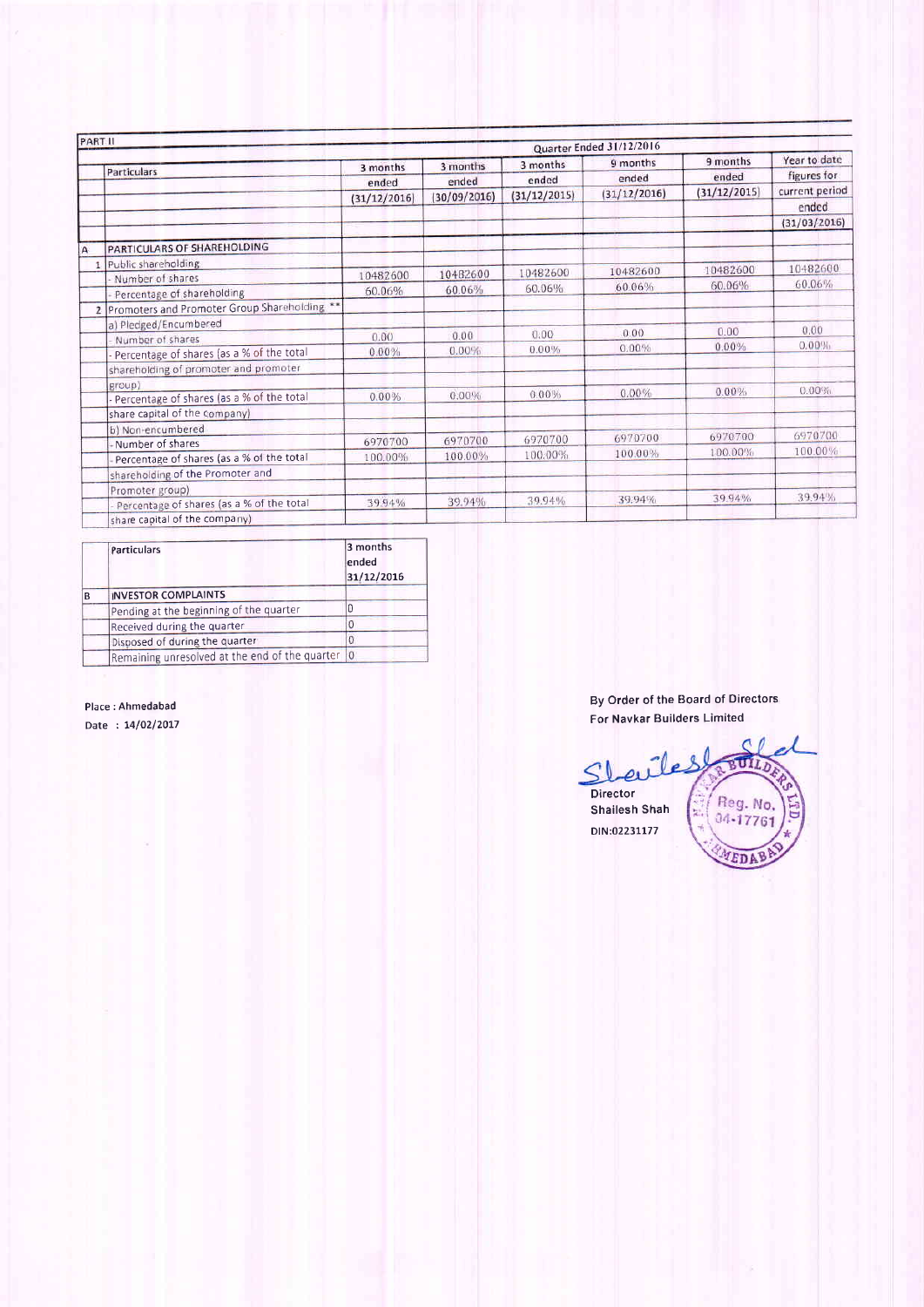| PART II | | | | | | | |
|---|---|---|---|---|---|---|---|
| | | Quarter Ended 31/12/2016 | | | | | |
| | Particulars | 3 months ended (31/12/2016) | 3 months ended (30/09/2016) | 3 months ended (31/12/2015) | 9 months ended (31/12/2016) | 9 months ended (31/12/2015) | Year to date figures for current period ended (31/03/2016) |
| A | PARTICULARS OF SHAREHOLDING | | | | | | |
| 1 | Public shareholding | | | | | | |
| | - Number of shares | 10482600 | 10482600 | 10482600 | 10482600 | 10482600 | 10482600 |
| | - Percentage of shareholding | 60.06% | 60.06% | 60.06% | 60.06% | 60.06% | 60.06% |
| 2 | Promoters and Promoter Group Shareholding ** | | | | | | |
| | a) Pledged/Encumbered | | | | | | |
| | - Number of shares | 0.00 | 0.00 | 0.00 | 0.00 | 0.00 | 0.00 |
| | - Percentage of shares (as a % of the total shareholding of promoter and promoter group) | 0.00% | 0.00% | 0.00% | 0.00% | 0.00% | 0.00% |
| | - Percentage of shares (as a % of the total share capital of the company) | 0.00% | 0.00% | 0.00% | 0.00% | 0.00% | 0.00% |
| | b) Non-encumbered | | | | | | |
| | - Number of shares | 6970700 | 6970700 | 6970700 | 6970700 | 6970700 | 6970700 |
| | - Percentage of shares (as a % of the total shareholding of the Promoter and Promoter group) | 100.00% | 100.00% | 100.00% | 100.00% | 100.00% | 100.00% |
| | - Percentage of shares (as a % of the total share capital of the company) | 39.94% | 39.94% | 39.94% | 39.94% | 39.94% | 39.94% |

| | Particulars | 3 months ended 31/12/2016 |
|---|---|---|
| B | INVESTOR COMPLAINTS | |
| | Pending at the beginning of the quarter | 0 |
| | Received during the quarter | 0 |
| | Disposed of during the quarter | 0 |
| | Remaining unresolved at the end of the quarter | 0 |

Place : Ahmedabad
Date : 14/02/2017

By Order of the Board of Directors
For Navkar Builders Limited

Sd/-

Director
Shailesh Shah
DIN:02231177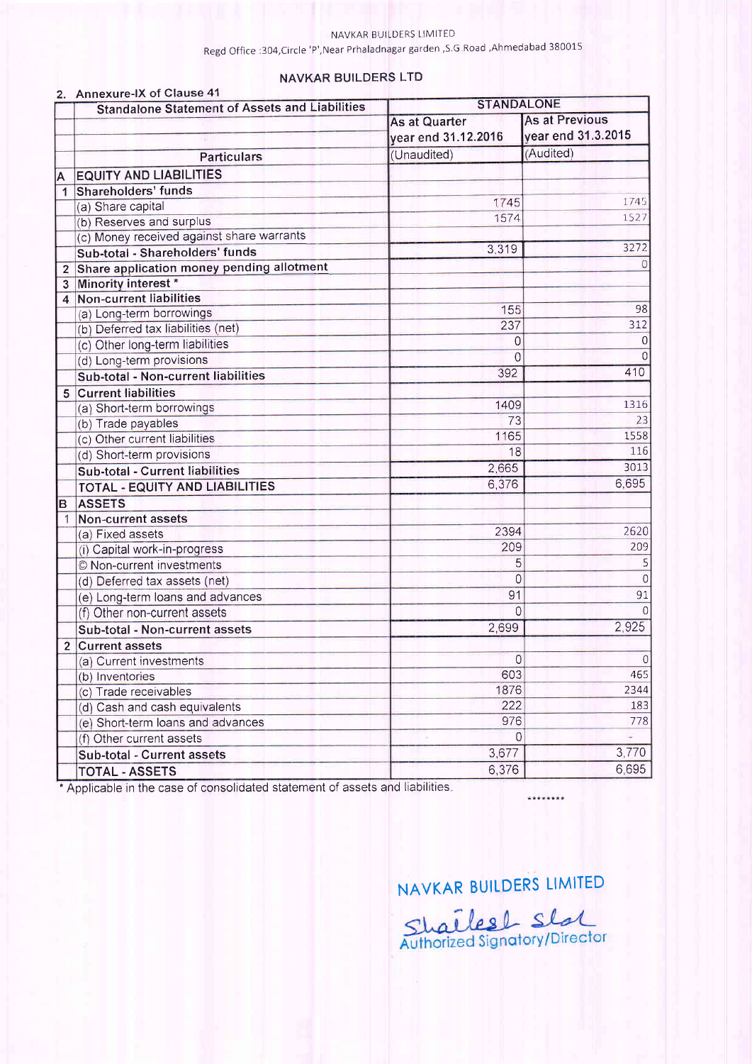NAVKAR BUILDERS LIMITED

Regd Office :304,Circle 'P',Near Prhaladnagar garden ,S.G.Road ,Ahmedabad 380015

## NAVKAR BUILDERS LTD

**2. Annexure-IX of Clause 41**

| | Standalone Statement of Assets and Liabilities | STANDALONE | |
|---|---|---|---|
| | | As at Quarter year end 31.12.2016 | As at Previous year end 31.3.2015 |
| | Particulars | (Unaudited) | (Audited) |
| A | **EQUITY AND LIABILITIES** | | |
| 1 | **Shareholders' funds** | | |
| | (a) Share capital | 1745 | 1745 |
| | (b) Reserves and surplus | 1574 | 1527 |
| | (c) Money received against share warrants | | |
| | **Sub-total - Shareholders' funds** | 3,319 | 3272 |
| 2 | **Share application money pending allotment** | | 0 |
| 3 | **Minority interest *** | | |
| 4 | **Non-current liabilities** | | |
| | (a) Long-term borrowings | 155 | 98 |
| | (b) Deferred tax liabilities (net) | 237 | 312 |
| | (c) Other long-term liabilities | 0 | 0 |
| | (d) Long-term provisions | 0 | 0 |
| | **Sub-total - Non-current liabilities** | 392 | 410 |
| 5 | **Current liabilities** | | |
| | (a) Short-term borrowings | 1409 | 1316 |
| | (b) Trade payables | 73 | 23 |
| | (c) Other current liabilities | 1165 | 1558 |
| | (d) Short-term provisions | 18 | 116 |
| | **Sub-total - Current liabilities** | 2,665 | 3013 |
| | **TOTAL - EQUITY AND LIABILITIES** | 6,376 | 6,695 |
| B | **ASSETS** | | |
| 1 | **Non-current assets** | | |
| | (a) Fixed assets | 2394 | 2620 |
| | (i) Capital work-in-progress | 209 | 209 |
| | © Non-current investments | 5 | 5 |
| | (d) Deferred tax assets (net) | 0 | 0 |
| | (e) Long-term loans and advances | 91 | 91 |
| | (f) Other non-current assets | 0 | 0 |
| | **Sub-total - Non-current assets** | 2,699 | 2,925 |
| 2 | **Current assets** | | |
| | (a) Current investments | 0 | 0 |
| | (b) Inventories | 603 | 465 |
| | (c) Trade receivables | 1876 | 2344 |
| | (d) Cash and cash equivalents | 222 | 183 |
| | (e) Short-term loans and advances | 976 | 778 |
| | (f) Other current assets | 0 | - |
| | **Sub-total - Current assets** | 3,677 | 3,770 |
| | **TOTAL - ASSETS** | 6,376 | 6,695 |

\* Applicable in the case of consolidated statement of assets and liabilities.

********

NAVKAR BUILDERS LIMITED

Shailesh Shah

Authorized Signatory/Director